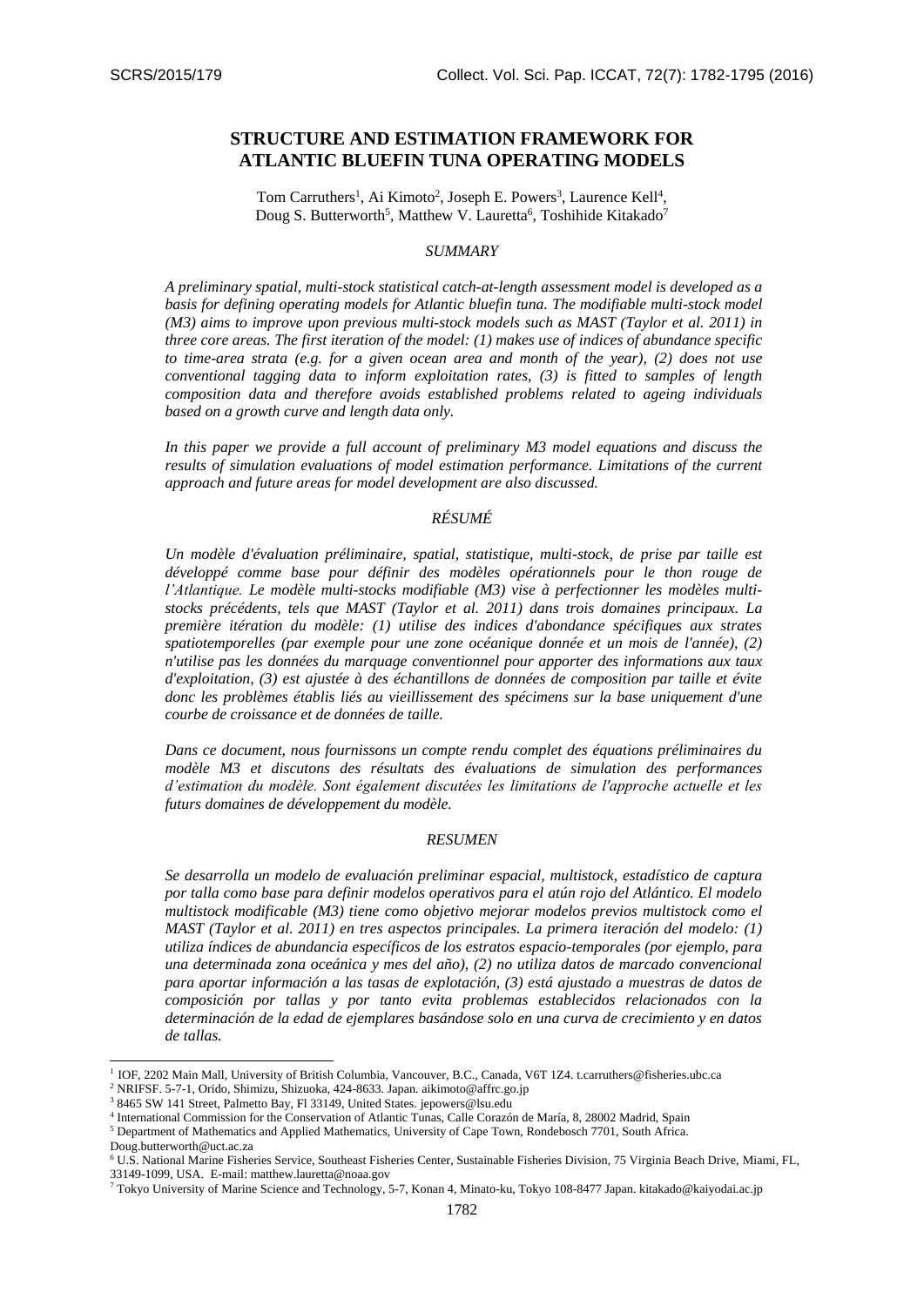# STRUCTURE AND ESTIMATION FRAMEWORK FOR ATLANTIC BLUEFIN TUNA OPERATING MODELS

Tom Carruthers[1], Ai Kimoto[2], Joseph E. Powers[3], Laurence Kell[4], Doug S. Butterworth[5], Matthew V. Lauretta[6], Toshihide Kitakado[7]

## SUMMARY

*A preliminary spatial, multi-stock statistical catch-at-length assessment model is developed as a basis for defining operating models for Atlantic bluefin tuna. The modifiable multi-stock model (M3) aims to improve upon previous multi-stock models such as MAST (Taylor et al. 2011) in three core areas. The first iteration of the model: (1) makes use of indices of abundance specific to time-area strata (e.g. for a given ocean area and month of the year), (2) does not use conventional tagging data to inform exploitation rates, (3) is fitted to samples of length composition data and therefore avoids established problems related to ageing individuals based on a growth curve and length data only.*

*In this paper we provide a full account of preliminary M3 model equations and discuss the results of simulation evaluations of model estimation performance. Limitations of the current approach and future areas for model development are also discussed.*

## RÉSUMÉ

*Un modèle d'évaluation préliminaire, spatial, statistique, multi-stock, de prise par taille est développé comme base pour définir des modèles opérationnels pour le thon rouge de l'Atlantique. Le modèle multi-stocks modifiable (M3) vise à perfectionner les modèles multi-stocks précédents, tels que MAST (Taylor et al. 2011) dans trois domaines principaux. La première itération du modèle: (1) utilise des indices d'abondance spécifiques aux strates spatiotemporelles (par exemple pour une zone océanique donnée et un mois de l'année), (2) n'utilise pas les données du marquage conventionnel pour apporter des informations aux taux d'exploitation, (3) est ajustée à des échantillons de données de composition par taille et évite donc les problèmes établis liés au vieillissement des spécimens sur la base uniquement d'une courbe de croissance et de données de taille.*

*Dans ce document, nous fournissons un compte rendu complet des équations préliminaires du modèle M3 et discutons des résultats des évaluations de simulation des performances d'estimation du modèle. Sont également discutées les limitations de l'approche actuelle et les futurs domaines de développement du modèle.*

## RESUMEN

*Se desarrolla un modelo de evaluación preliminar espacial, multistock, estadístico de captura por talla como base para definir modelos operativos para el atún rojo del Atlántico. El modelo multistock modificable (M3) tiene como objetivo mejorar modelos previos multistock como el MAST (Taylor et al. 2011) en tres aspectos principales. La primera iteración del modelo: (1) utiliza índices de abundancia específicos de los estratos espacio-temporales (por ejemplo, para una determinada zona oceánica y mes del año), (2) no utiliza datos de marcado convencional para aportar información a las tasas de explotación, (3) está ajustado a muestras de datos de composición por tallas y por tanto evita problemas establecidos relacionados con la determinación de la edad de ejemplares basándose solo en una curva de crecimiento y en datos de tallas.*

---

[1] IOF, 2202 Main Mall, University of British Columbia, Vancouver, B.C., Canada, V6T 1Z4. t.carruthers@fisheries.ubc.ca

[2] NRIFSF. 5-7-1, Orido, Shimizu, Shizuoka, 424-8633. Japan. aikimoto@affrc.go.jp

[3] 8465 SW 141 Street, Palmetto Bay, Fl 33149, United States. jepowers@lsu.edu

[4] International Commission for the Conservation of Atlantic Tunas, Calle Corazón de María, 8, 28002 Madrid, Spain

[5] Department of Mathematics and Applied Mathematics, University of Cape Town, Rondebosch 7701, South Africa. Doug.butterworth@uct.ac.za

[6] U.S. National Marine Fisheries Service, Southeast Fisheries Center, Sustainable Fisheries Division, 75 Virginia Beach Drive, Miami, FL, 33149-1099, USA. E-mail: matthew.lauretta@noaa.gov

[7] Tokyo University of Marine Science and Technology, 5-7, Konan 4, Minato-ku, Tokyo 108-8477 Japan. kitakado@kaiyodai.ac.jp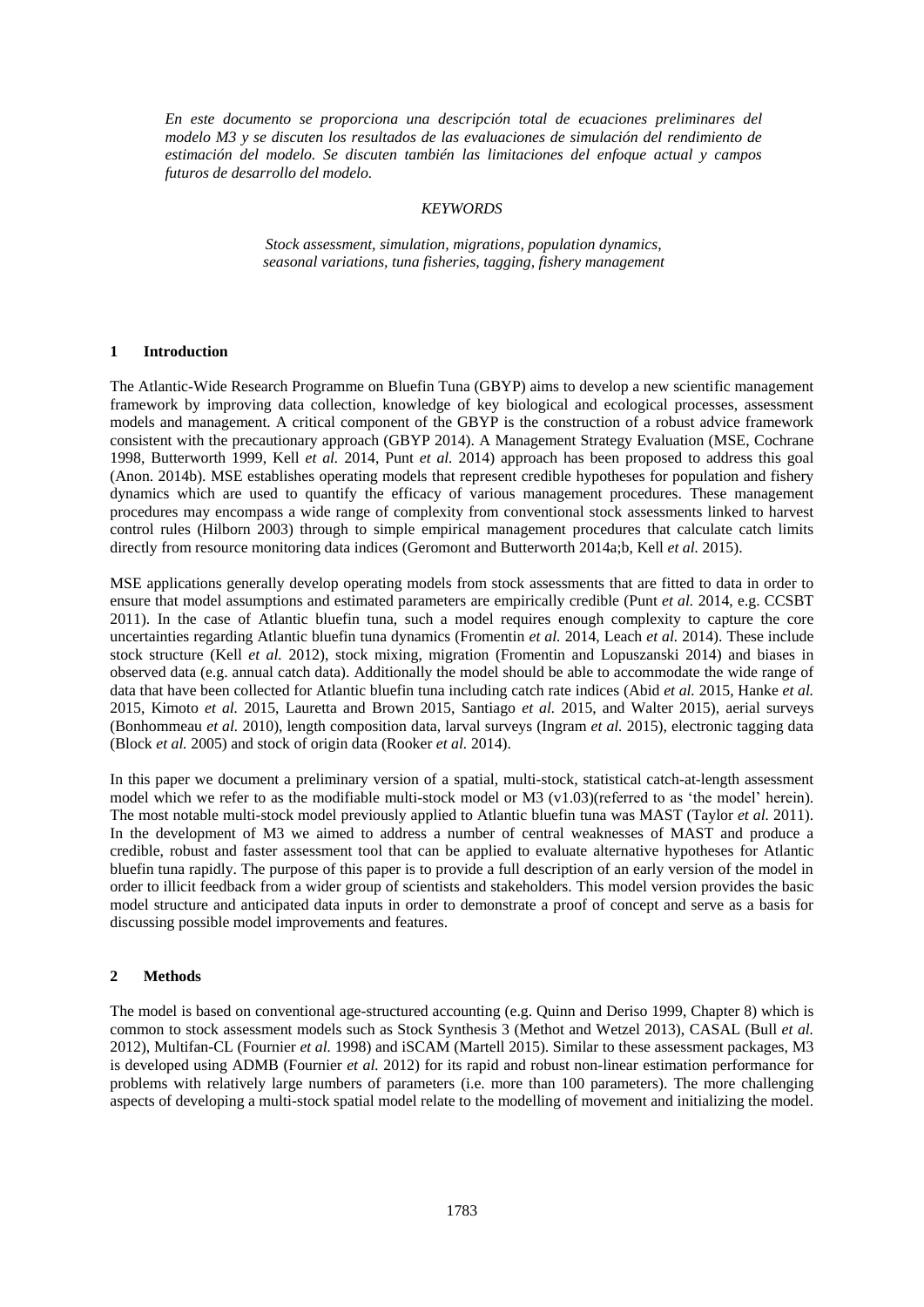*En este documento se proporciona una descripción total de ecuaciones preliminares del modelo M3 y se discuten los resultados de las evaluaciones de simulación del rendimiento de estimación del modelo. Se discuten también las limitaciones del enfoque actual y campos futuros de desarrollo del modelo.*

*KEYWORDS*

*Stock assessment, simulation, migrations, population dynamics, seasonal variations, tuna fisheries, tagging, fishery management*

## 1 Introduction

The Atlantic-Wide Research Programme on Bluefin Tuna (GBYP) aims to develop a new scientific management framework by improving data collection, knowledge of key biological and ecological processes, assessment models and management. A critical component of the GBYP is the construction of a robust advice framework consistent with the precautionary approach (GBYP 2014). A Management Strategy Evaluation (MSE, Cochrane 1998, Butterworth 1999, Kell *et al.* 2014, Punt *et al.* 2014) approach has been proposed to address this goal (Anon. 2014b). MSE establishes operating models that represent credible hypotheses for population and fishery dynamics which are used to quantify the efficacy of various management procedures. These management procedures may encompass a wide range of complexity from conventional stock assessments linked to harvest control rules (Hilborn 2003) through to simple empirical management procedures that calculate catch limits directly from resource monitoring data indices (Geromont and Butterworth 2014a;b, Kell *et al.* 2015).

MSE applications generally develop operating models from stock assessments that are fitted to data in order to ensure that model assumptions and estimated parameters are empirically credible (Punt *et al.* 2014, e.g. CCSBT 2011). In the case of Atlantic bluefin tuna, such a model requires enough complexity to capture the core uncertainties regarding Atlantic bluefin tuna dynamics (Fromentin *et al.* 2014, Leach *et al.* 2014). These include stock structure (Kell *et al.* 2012), stock mixing, migration (Fromentin and Lopuszanski 2014) and biases in observed data (e.g. annual catch data). Additionally the model should be able to accommodate the wide range of data that have been collected for Atlantic bluefin tuna including catch rate indices (Abid *et al.* 2015, Hanke *et al.* 2015, Kimoto *et al.* 2015, Lauretta and Brown 2015, Santiago *et al.* 2015, and Walter 2015), aerial surveys (Bonhommeau *et al.* 2010), length composition data, larval surveys (Ingram *et al.* 2015), electronic tagging data (Block *et al.* 2005) and stock of origin data (Rooker *et al.* 2014).

In this paper we document a preliminary version of a spatial, multi-stock, statistical catch-at-length assessment model which we refer to as the modifiable multi-stock model or M3 (v1.03)(referred to as 'the model' herein). The most notable multi-stock model previously applied to Atlantic bluefin tuna was MAST (Taylor *et al.* 2011). In the development of M3 we aimed to address a number of central weaknesses of MAST and produce a credible, robust and faster assessment tool that can be applied to evaluate alternative hypotheses for Atlantic bluefin tuna rapidly. The purpose of this paper is to provide a full description of an early version of the model in order to illicit feedback from a wider group of scientists and stakeholders. This model version provides the basic model structure and anticipated data inputs in order to demonstrate a proof of concept and serve as a basis for discussing possible model improvements and features.

## 2 Methods

The model is based on conventional age-structured accounting (e.g. Quinn and Deriso 1999, Chapter 8) which is common to stock assessment models such as Stock Synthesis 3 (Methot and Wetzel 2013), CASAL (Bull *et al.* 2012), Multifan-CL (Fournier *et al.* 1998) and iSCAM (Martell 2015). Similar to these assessment packages, M3 is developed using ADMB (Fournier *et al.* 2012) for its rapid and robust non-linear estimation performance for problems with relatively large numbers of parameters (i.e. more than 100 parameters). The more challenging aspects of developing a multi-stock spatial model relate to the modelling of movement and initializing the model.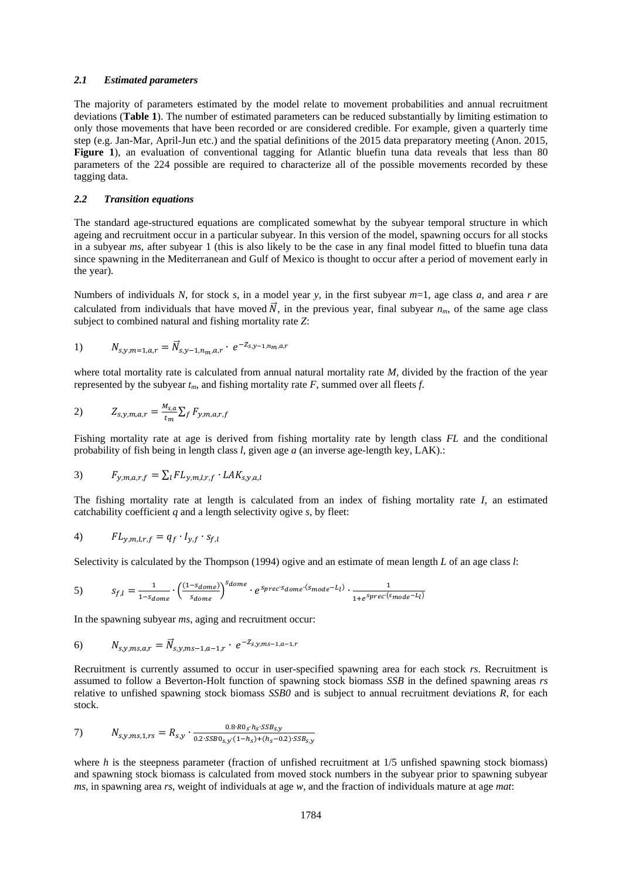### *2.1 Estimated parameters*

The majority of parameters estimated by the model relate to movement probabilities and annual recruitment deviations (**Table 1**). The number of estimated parameters can be reduced substantially by limiting estimation to only those movements that have been recorded or are considered credible. For example, given a quarterly time step (e.g. Jan-Mar, April-Jun etc.) and the spatial definitions of the 2015 data preparatory meeting (Anon. 2015, **Figure 1**), an evaluation of conventional tagging for Atlantic bluefin tuna data reveals that less than 80 parameters of the 224 possible are required to characterize all of the possible movements recorded by these tagging data.

### *2.2 Transition equations*

The standard age-structured equations are complicated somewhat by the subyear temporal structure in which ageing and recruitment occur in a particular subyear. In this version of the model, spawning occurs for all stocks in a subyear *ms*, after subyear 1 (this is also likely to be the case in any final model fitted to bluefin tuna data since spawning in the Mediterranean and Gulf of Mexico is thought to occur after a period of movement early in the year).

Numbers of individuals *N*, for stock *s*, in a model year *y*, in the first subyear *m*=1, age class *a*, and area *r* are calculated from individuals that have moved $\vec{N}$, in the previous year, final subyear $n_m$, of the same age class subject to combined natural and fishing mortality rate *Z*:

$$1)\qquad N_{s,y,m=1,a,r} = \vec{N}_{s,y-1,n_m,a,r} \cdot e^{-Z_{s,y-1,n_m,a,r}}$$

where total mortality rate is calculated from annual natural mortality rate *M*, divided by the fraction of the year represented by the subyear $t_m$, and fishing mortality rate *F*, summed over all fleets *f*.

$$2)\qquad Z_{s,y,m,a,r} = \frac{M_{s,a}}{t_m} \sum_f F_{y,m,a,r,f}$$

Fishing mortality rate at age is derived from fishing mortality rate by length class *FL* and the conditional probability of fish being in length class *l*, given age *a* (an inverse age-length key, LAK).:

$$3)\qquad F_{y,m,a,r,f} = \sum_l FL_{y,m,l,r,f} \cdot LAK_{s,y,a,l}$$

The fishing mortality rate at length is calculated from an index of fishing mortality rate *I*, an estimated catchability coefficient *q* and a length selectivity ogive *s*, by fleet:

$$4)\qquad FL_{y,m,l,r,f} = q_f \cdot I_{y,f} \cdot s_{f,l}$$

Selectivity is calculated by the Thompson (1994) ogive and an estimate of mean length *L* of an age class *l*:

$$5)\qquad s_{f,l} = \frac{1}{1-s_{dome}} \cdot \left(\frac{(1-s_{dome})}{s_{dome}}\right)^{s_{dome}} \cdot e^{s_{prec} \cdot s_{dome} \cdot (s_{mode}-L_l)} \cdot \frac{1}{1+e^{s_{prec} \cdot (s_{mode}-L_l)}}$$

In the spawning subyear *ms*, aging and recruitment occur:

$$6)\qquad N_{s,y,ms,a,r} = \vec{N}_{s,y,ms-1,a-1,r} \cdot e^{-Z_{s,y,ms-1,a-1,r}}$$

Recruitment is currently assumed to occur in user-specified spawning area for each stock *rs*. Recruitment is assumed to follow a Beverton-Holt function of spawning stock biomass *SSB* in the defined spawning areas *rs* relative to unfished spawning stock biomass *SSB0* and is subject to annual recruitment deviations *R*, for each stock.

$$7)\qquad N_{s,y,ms,1,rs} = R_{s,y} \cdot \frac{0.8 \cdot R0_s \cdot h_s \cdot SSB_{s,y}}{0.2 \cdot SSB0_{s,y} \cdot (1-h_s) + (h_s - 0.2) \cdot SSB_{s,y}}$$

where *h* is the steepness parameter (fraction of unfished recruitment at 1/5 unfished spawning stock biomass) and spawning stock biomass is calculated from moved stock numbers in the subyear prior to spawning subyear *ms*, in spawning area *rs*, weight of individuals at age *w*, and the fraction of individuals mature at age *mat*: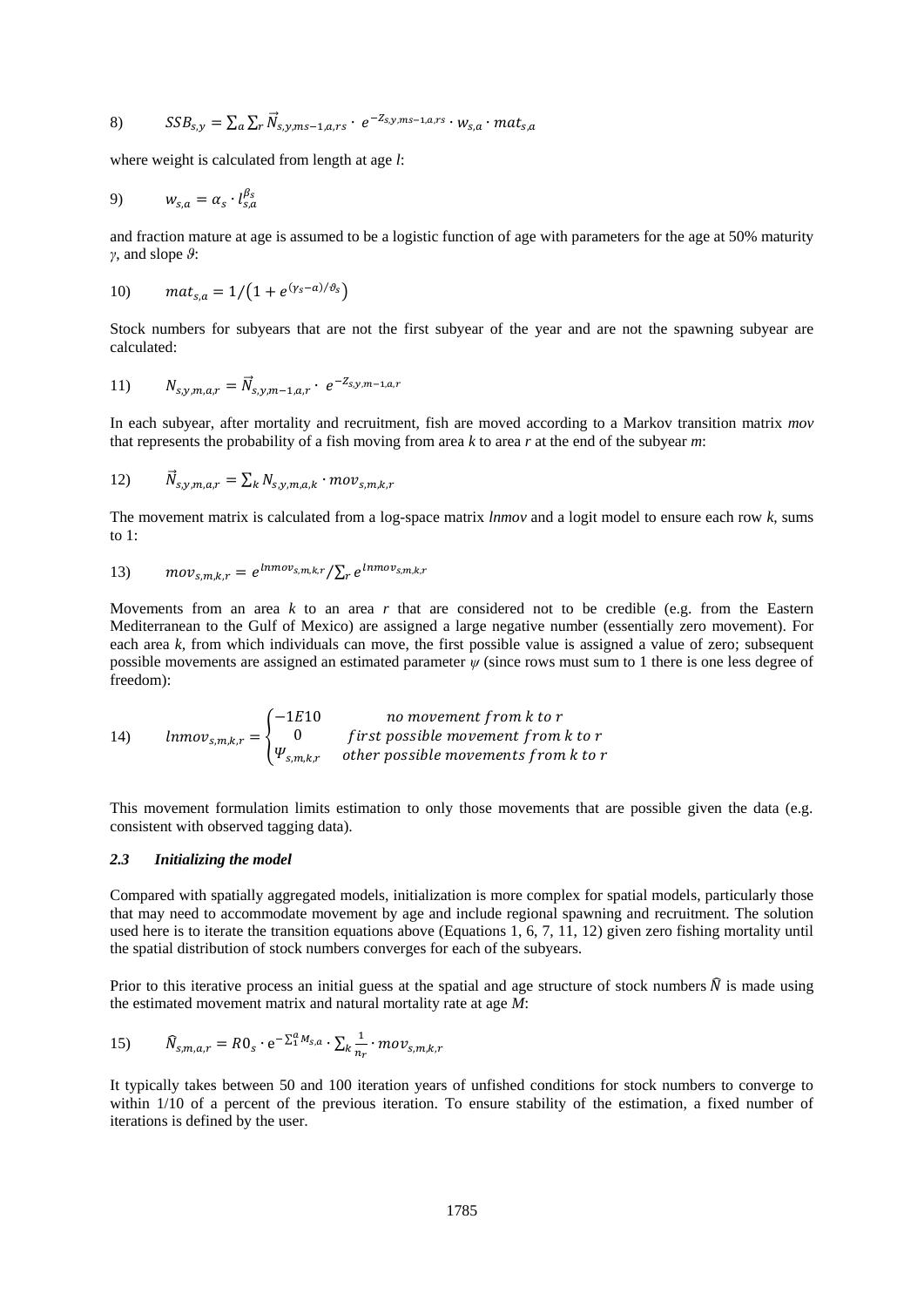$$8) \qquad SSB_{s,y} = \sum_a \sum_r \vec{N}_{s,y,ms-1,a,rs} \cdot e^{-Z_{s,y,ms-1,a,rs}} \cdot w_{s,a} \cdot mat_{s,a}$$

where weight is calculated from length at age $l$:

$$9) \qquad w_{s,a} = \alpha_s \cdot l_{s,a}^{\beta_s}$$

and fraction mature at age is assumed to be a logistic function of age with parameters for the age at 50% maturity $\gamma$, and slope $\vartheta$:

$$10) \qquad mat_{s,a} = 1/\left(1 + e^{(\gamma_s - a)/\vartheta_s}\right)$$

Stock numbers for subyears that are not the first subyear of the year and are not the spawning subyear are calculated:

$$11) \qquad N_{s,y,m,a,r} = \vec{N}_{s,y,m-1,a,r} \cdot e^{-Z_{s,y,m-1,a,r}}$$

In each subyear, after mortality and recruitment, fish are moved according to a Markov transition matrix *mov* that represents the probability of a fish moving from area $k$ to area $r$ at the end of the subyear $m$:

$$12) \qquad \vec{N}_{s,y,m,a,r} = \sum_k N_{s,y,m,a,k} \cdot mov_{s,m,k,r}$$

The movement matrix is calculated from a log-space matrix *lnmov* and a logit model to ensure each row $k$, sums to 1:

$$13) \qquad mov_{s,m,k,r} = e^{lnmov_{s,m,k,r}} / \sum_r e^{lnmov_{s,m,k,r}}$$

Movements from an area $k$ to an area $r$ that are considered not to be credible (e.g. from the Eastern Mediterranean to the Gulf of Mexico) are assigned a large negative number (essentially zero movement). For each area $k$, from which individuals can move, the first possible value is assigned a value of zero; subsequent possible movements are assigned an estimated parameter $\psi$ (since rows must sum to 1 there is one less degree of freedom):

$$14) \qquad lnmov_{s,m,k,r} = \begin{cases} -1E10 & no\ movement\ from\ k\ to\ r \\ 0 & first\ possible\ movement\ from\ k\ to\ r \\ \Psi_{s,m,k,r} & other\ possible\ movements\ from\ k\ to\ r \end{cases}$$

This movement formulation limits estimation to only those movements that are possible given the data (e.g. consistent with observed tagging data).

### *2.3 Initializing the model*

Compared with spatially aggregated models, initialization is more complex for spatial models, particularly those that may need to accommodate movement by age and include regional spawning and recruitment. The solution used here is to iterate the transition equations above (Equations 1, 6, 7, 11, 12) given zero fishing mortality until the spatial distribution of stock numbers converges for each of the subyears.

Prior to this iterative process an initial guess at the spatial and age structure of stock numbers $\hat{N}$ is made using the estimated movement matrix and natural mortality rate at age $M$:

$$15) \qquad \hat{N}_{s,m,a,r} = R0_s \cdot e^{-\sum_1^a M_{s,a}} \cdot \sum_k \frac{1}{n_r} \cdot mov_{s,m,k,r}$$

It typically takes between 50 and 100 iteration years of unfished conditions for stock numbers to converge to within 1/10 of a percent of the previous iteration. To ensure stability of the estimation, a fixed number of iterations is defined by the user.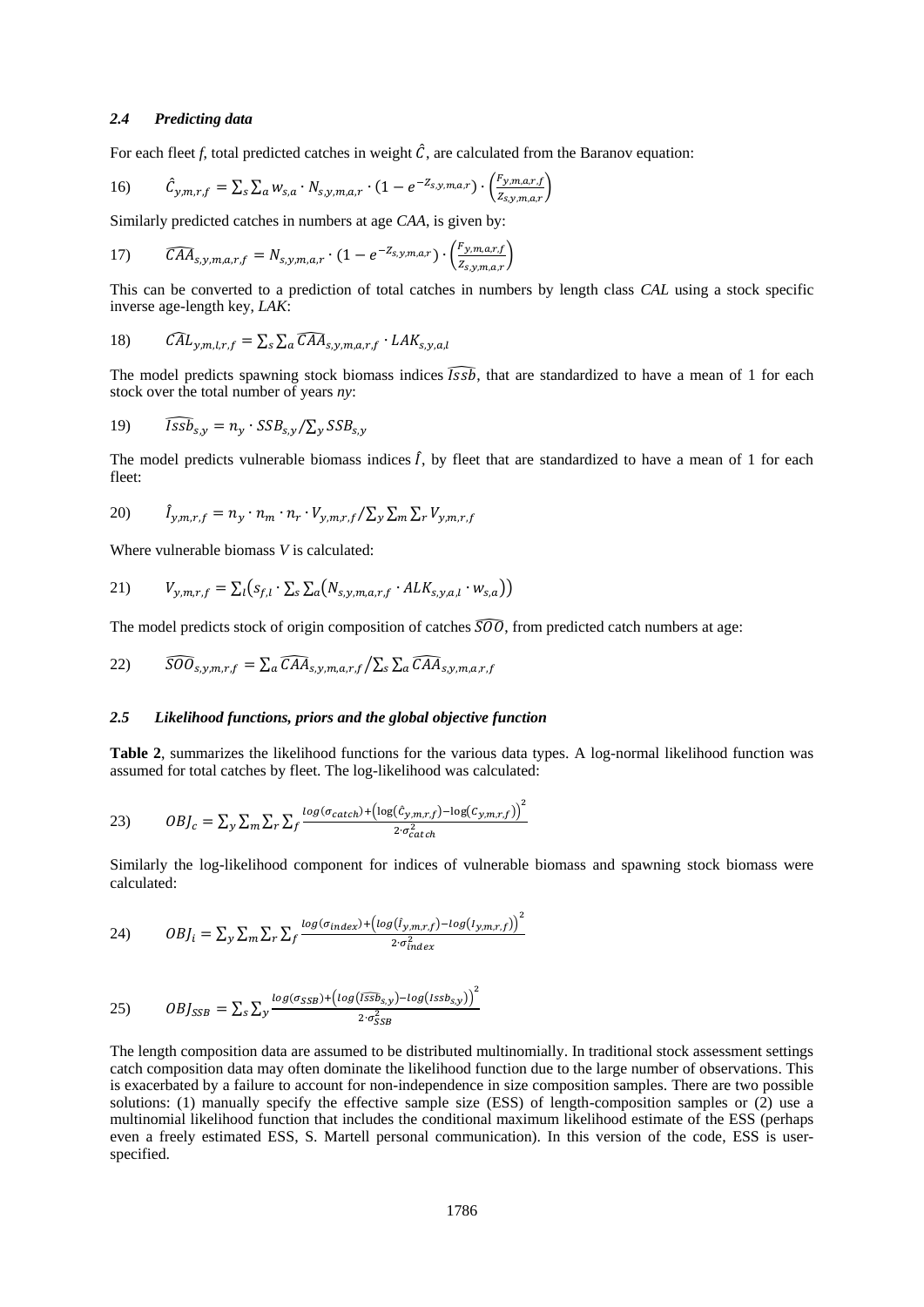### *2.4 Predicting data*

For each fleet *f*, total predicted catches in weight $\hat{C}$, are calculated from the Baranov equation:

$$16) \quad \hat{C}_{y,m,r,f} = \sum_s \sum_a w_{s,a} \cdot N_{s,y,m,a,r} \cdot (1 - e^{-Z_{s,y,m,a,r}}) \cdot \left(\frac{F_{y,m,a,r,f}}{Z_{s,y,m,a,r}}\right)$$

Similarly predicted catches in numbers at age *CAA*, is given by:

$$17) \quad \widehat{CAA}_{s,y,m,a,r,f} = N_{s,y,m,a,r} \cdot (1 - e^{-Z_{s,y,m,a,r}}) \cdot \left(\frac{F_{y,m,a,r,f}}{Z_{s,y,m,a,r}}\right)$$

This can be converted to a prediction of total catches in numbers by length class *CAL* using a stock specific inverse age-length key, *LAK*:

$$18) \quad \widehat{CAL}_{y,m,l,r,f} = \sum_s \sum_a \widehat{CAA}_{s,y,m,a,r,f} \cdot LAK_{s,y,a,l}$$

The model predicts spawning stock biomass indices $\widehat{Issb}$, that are standardized to have a mean of 1 for each stock over the total number of years *ny*:

$$19) \quad \widehat{Issb}_{s,y} = n_y \cdot SSB_{s,y} / \sum_y SSB_{s,y}$$

The model predicts vulnerable biomass indices $\hat{I}$, by fleet that are standardized to have a mean of 1 for each fleet:

$$20) \quad \hat{I}_{y,m,r,f} = n_y \cdot n_m \cdot n_r \cdot V_{y,m,r,f} / \sum_y \sum_m \sum_r V_{y,m,r,f}$$

Where vulnerable biomass *V* is calculated:

$$21) \quad V_{y,m,r,f} = \sum_l \left(s_{f,l} \cdot \sum_s \sum_a \left(N_{s,y,m,a,r,f} \cdot ALK_{s,y,a,l} \cdot w_{s,a}\right)\right)$$

The model predicts stock of origin composition of catches $\widehat{SOO}$, from predicted catch numbers at age:

$$22) \quad \widehat{SOO}_{s,y,m,r,f} = \sum_a \widehat{CAA}_{s,y,m,a,r,f} / \sum_s \sum_a \widehat{CAA}_{s,y,m,a,r,f}$$

### *2.5 Likelihood functions, priors and the global objective function*

**Table 2**, summarizes the likelihood functions for the various data types. A log-normal likelihood function was assumed for total catches by fleet. The log-likelihood was calculated:

$$23) \quad OBJ_c = \sum_y \sum_m \sum_r \sum_f \frac{\log(\sigma_{catch}) + \left(\log(\hat{C}_{y,m,r,f}) - \log(C_{y,m,r,f})\right)^2}{2 \cdot \sigma_{catch}^2}$$

Similarly the log-likelihood component for indices of vulnerable biomass and spawning stock biomass were calculated:

$$24) \quad OBJ_i = \sum_y \sum_m \sum_r \sum_f \frac{\log(\sigma_{index}) + \left(\log(\hat{I}_{y,m,r,f}) - \log(I_{y,m,r,f})\right)^2}{2 \cdot \sigma_{index}^2}$$

$$25) \quad OBJ_{SSB} = \sum_s \sum_y \frac{\log(\sigma_{SSB}) + \left(\log(\widehat{Issb}_{s,y}) - \log(Issb_{s,y})\right)^2}{2 \cdot \sigma_{SSB}^2}$$

The length composition data are assumed to be distributed multinomially. In traditional stock assessment settings catch composition data may often dominate the likelihood function due to the large number of observations. This is exacerbated by a failure to account for non-independence in size composition samples. There are two possible solutions: (1) manually specify the effective sample size (ESS) of length-composition samples or (2) use a multinomial likelihood function that includes the conditional maximum likelihood estimate of the ESS (perhaps even a freely estimated ESS, S. Martell personal communication). In this version of the code, ESS is user-specified.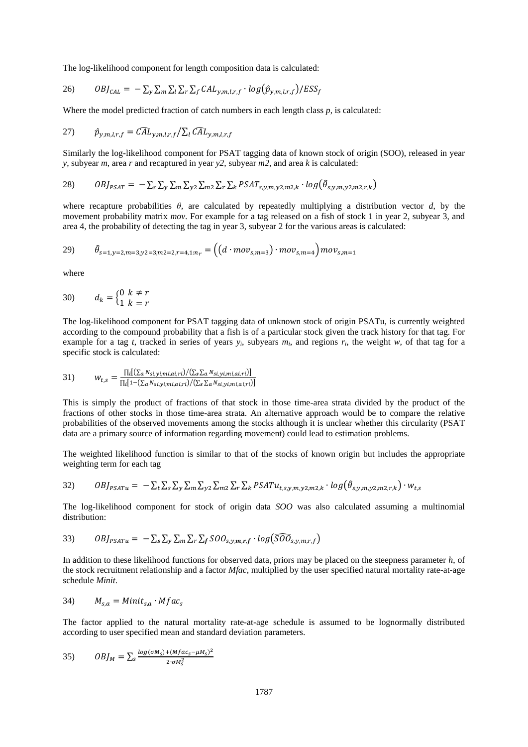The log-likelihood component for length composition data is calculated:

$$26)\qquad OBJ_{CAL} = -\sum_y \sum_m \sum_l \sum_r \sum_f CAL_{y,m,l,r,f} \cdot log(\hat{p}_{y,m,l,r,f})/ESS_f$$

Where the model predicted fraction of catch numbers in each length class *p*, is calculated:

$$27)\qquad \hat{p}_{y,m,l,r,f} = \widehat{CAL}_{y,m,l,r,f} / \sum_l \widehat{CAL}_{y,m,l,r,f}$$

Similarly the log-likelihood component for PSAT tagging data of known stock of origin (SOO), released in year *y*, subyear *m*, area *r* and recaptured in year *y2*, subyear *m2*, and area *k* is calculated:

$$28)\qquad OBJ_{PSAT} = -\sum_s \sum_y \sum_m \sum_{y2} \sum_{m2} \sum_r \sum_k PSAT_{s,y,m,y2,m2,k} \cdot log(\hat{\theta}_{s,y,m,y2,m2,r,k})$$

where recapture probabilities $\theta$, are calculated by repeatedly multiplying a distribution vector *d*, by the movement probability matrix *mov*. For example for a tag released on a fish of stock 1 in year 2, subyear 3, and area 4, the probability of detecting the tag in year 3, subyear 2 for the various areas is calculated:

$$29)\qquad \hat{\theta}_{s=1,y=2,m=3,y2=3,m2=2,r=4,1:n_r} = \left(\left(d \cdot mov_{s,m=3}\right) \cdot mov_{s,m=4}\right) mov_{s,m=1}$$

where

$$30)\qquad d_k = \begin{cases} 0 & k \neq r \\ 1 & k = r \end{cases}$$

The log-likelihood component for PSAT tagging data of unknown stock of origin PSATu, is currently weighted according to the compound probability that a fish is of a particular stock given the track history for that tag. For example for a tag *t*, tracked in series of years $y_i$, subyears $m_i$, and regions $r_i$, the weight *w*, of that tag for a specific stock is calculated:

$$31)\qquad w_{t,s} = \frac{\prod_i [(\sum_a N_{si,yi,mi,ai,ri}) / (\sum_s \sum_a N_{si,yi,mi,ai,ri})]}{\prod_i [1 - (\sum_a N_{si,yi,mi,ai,ri}) / (\sum_s \sum_a N_{si,yi,mi,ai,ri})]}$$

This is simply the product of fractions of that stock in those time-area strata divided by the product of the fractions of other stocks in those time-area strata. An alternative approach would be to compare the relative probabilities of the observed movements among the stocks although it is unclear whether this circularity (PSAT data are a primary source of information regarding movement) could lead to estimation problems.

The weighted likelihood function is similar to that of the stocks of known origin but includes the appropriate weighting term for each tag

$$32)\qquad OBJ_{PSATu} = -\sum_t \sum_s \sum_y \sum_m \sum_{y2} \sum_{m2} \sum_r \sum_k PSATu_{t,s,y,m,y2,m2,k} \cdot log(\hat{\theta}_{s,y,m,y2,m2,r,k}) \cdot w_{t,s}$$

The log-likelihood component for stock of origin data *SOO* was also calculated assuming a multinomial distribution:

$$33)\qquad OBJ_{PSATu} = -\sum_s \sum_y \sum_m \sum_r \sum_f SOO_{s,y,m,r,f} \cdot log(\widehat{SOO}_{s,y,m,r,f})$$

In addition to these likelihood functions for observed data, priors may be placed on the steepness parameter *h*, of the stock recruitment relationship and a factor *Mfac*, multiplied by the user specified natural mortality rate-at-age schedule *Minit*.

$$34)\qquad M_{s,a} = Minit_{s,a} \cdot Mfac_s$$

The factor applied to the natural mortality rate-at-age schedule is assumed to be lognormally distributed according to user specified mean and standard deviation parameters.

$$35)\qquad OBJ_M = \sum_s \frac{log(\sigma M_s) + (Mfac_s - \mu M_s)^2}{2 \cdot \sigma M_s^2}$$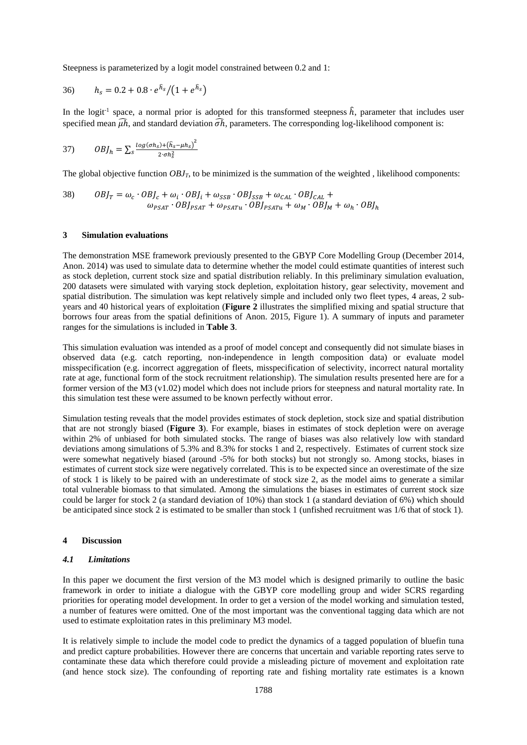Steepness is parameterized by a logit model constrained between 0.2 and 1:

$$36) \qquad h_s = 0.2 + 0.8 \cdot e^{\hat{h}_s} / \left(1 + e^{\hat{h}_s}\right)$$

In the logit[-1] space, a normal prior is adopted for this transformed steepness $\hat{h}$, parameter that includes user specified mean $\widehat{\mu h}$, and standard deviation $\widehat{\sigma h}$, parameters. The corresponding log-likelihood component is:

$$37) \qquad OBJ_h = \sum_s \frac{\log(\sigma h_s) + \left(\hat{h}_s - \mu h_s\right)^2}{2 \cdot \sigma h_s^2}$$

The global objective function $OBJ_T$, to be minimized is the summation of the weighted , likelihood components:

$$38) \qquad OBJ_T = \omega_c \cdot OBJ_c + \omega_i \cdot OBJ_i + \omega_{SSB} \cdot OBJ_{SSB} + \omega_{CAL} \cdot OBJ_{CAL} + \omega_{PSAT} \cdot OBJ_{PSAT} + \omega_{PSATu} \cdot OBJ_{PSATu} + \omega_M \cdot OBJ_M + \omega_h \cdot OBJ_h$$

## 3 Simulation evaluations

The demonstration MSE framework previously presented to the GBYP Core Modelling Group (December 2014, Anon. 2014) was used to simulate data to determine whether the model could estimate quantities of interest such as stock depletion, current stock size and spatial distribution reliably. In this preliminary simulation evaluation, 200 datasets were simulated with varying stock depletion, exploitation history, gear selectivity, movement and spatial distribution. The simulation was kept relatively simple and included only two fleet types, 4 areas, 2 subyears and 40 historical years of exploitation (**Figure 2** illustrates the simplified mixing and spatial structure that borrows four areas from the spatial definitions of Anon. 2015, Figure 1). A summary of inputs and parameter ranges for the simulations is included in **Table 3**.

This simulation evaluation was intended as a proof of model concept and consequently did not simulate biases in observed data (e.g. catch reporting, non-independence in length composition data) or evaluate model misspecification (e.g. incorrect aggregation of fleets, misspecification of selectivity, incorrect natural mortality rate at age, functional form of the stock recruitment relationship). The simulation results presented here are for a former version of the M3 (v1.02) model which does not include priors for steepness and natural mortality rate. In this simulation test these were assumed to be known perfectly without error.

Simulation testing reveals that the model provides estimates of stock depletion, stock size and spatial distribution that are not strongly biased (**Figure 3**). For example, biases in estimates of stock depletion were on average within 2% of unbiased for both simulated stocks. The range of biases was also relatively low with standard deviations among simulations of 5.3% and 8.3% for stocks 1 and 2, respectively. Estimates of current stock size were somewhat negatively biased (around -5% for both stocks) but not strongly so. Among stocks, biases in estimates of current stock size were negatively correlated. This is to be expected since an overestimate of the size of stock 1 is likely to be paired with an underestimate of stock size 2, as the model aims to generate a similar total vulnerable biomass to that simulated. Among the simulations the biases in estimates of current stock size could be larger for stock 2 (a standard deviation of 10%) than stock 1 (a standard deviation of 6%) which should be anticipated since stock 2 is estimated to be smaller than stock 1 (unfished recruitment was 1/6 that of stock 1).

## 4 Discussion

### *4.1 Limitations*

In this paper we document the first version of the M3 model which is designed primarily to outline the basic framework in order to initiate a dialogue with the GBYP core modelling group and wider SCRS regarding priorities for operating model development. In order to get a version of the model working and simulation tested, a number of features were omitted. One of the most important was the conventional tagging data which are not used to estimate exploitation rates in this preliminary M3 model.

It is relatively simple to include the model code to predict the dynamics of a tagged population of bluefin tuna and predict capture probabilities. However there are concerns that uncertain and variable reporting rates serve to contaminate these data which therefore could provide a misleading picture of movement and exploitation rate (and hence stock size). The confounding of reporting rate and fishing mortality rate estimates is a known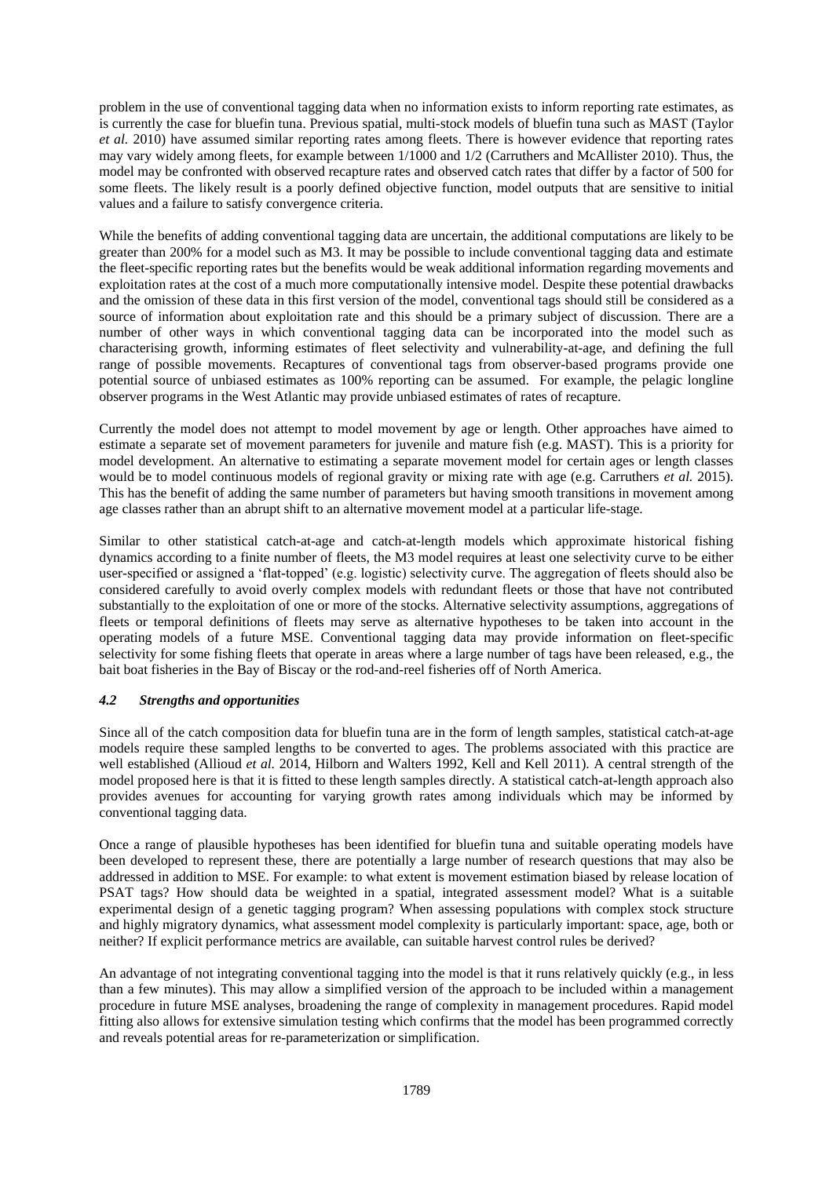problem in the use of conventional tagging data when no information exists to inform reporting rate estimates, as is currently the case for bluefin tuna. Previous spatial, multi-stock models of bluefin tuna such as MAST (Taylor *et al.* 2010) have assumed similar reporting rates among fleets. There is however evidence that reporting rates may vary widely among fleets, for example between 1/1000 and 1/2 (Carruthers and McAllister 2010). Thus, the model may be confronted with observed recapture rates and observed catch rates that differ by a factor of 500 for some fleets. The likely result is a poorly defined objective function, model outputs that are sensitive to initial values and a failure to satisfy convergence criteria.

While the benefits of adding conventional tagging data are uncertain, the additional computations are likely to be greater than 200% for a model such as M3. It may be possible to include conventional tagging data and estimate the fleet-specific reporting rates but the benefits would be weak additional information regarding movements and exploitation rates at the cost of a much more computationally intensive model. Despite these potential drawbacks and the omission of these data in this first version of the model, conventional tags should still be considered as a source of information about exploitation rate and this should be a primary subject of discussion. There are a number of other ways in which conventional tagging data can be incorporated into the model such as characterising growth, informing estimates of fleet selectivity and vulnerability-at-age, and defining the full range of possible movements. Recaptures of conventional tags from observer-based programs provide one potential source of unbiased estimates as 100% reporting can be assumed. For example, the pelagic longline observer programs in the West Atlantic may provide unbiased estimates of rates of recapture.

Currently the model does not attempt to model movement by age or length. Other approaches have aimed to estimate a separate set of movement parameters for juvenile and mature fish (e.g. MAST). This is a priority for model development. An alternative to estimating a separate movement model for certain ages or length classes would be to model continuous models of regional gravity or mixing rate with age (e.g. Carruthers *et al.* 2015). This has the benefit of adding the same number of parameters but having smooth transitions in movement among age classes rather than an abrupt shift to an alternative movement model at a particular life-stage.

Similar to other statistical catch-at-age and catch-at-length models which approximate historical fishing dynamics according to a finite number of fleets, the M3 model requires at least one selectivity curve to be either user-specified or assigned a 'flat-topped' (e.g. logistic) selectivity curve. The aggregation of fleets should also be considered carefully to avoid overly complex models with redundant fleets or those that have not contributed substantially to the exploitation of one or more of the stocks. Alternative selectivity assumptions, aggregations of fleets or temporal definitions of fleets may serve as alternative hypotheses to be taken into account in the operating models of a future MSE. Conventional tagging data may provide information on fleet-specific selectivity for some fishing fleets that operate in areas where a large number of tags have been released, e.g., the bait boat fisheries in the Bay of Biscay or the rod-and-reel fisheries off of North America.

### *4.2 Strengths and opportunities*

Since all of the catch composition data for bluefin tuna are in the form of length samples, statistical catch-at-age models require these sampled lengths to be converted to ages. The problems associated with this practice are well established (Allioud *et al.* 2014, Hilborn and Walters 1992, Kell and Kell 2011). A central strength of the model proposed here is that it is fitted to these length samples directly. A statistical catch-at-length approach also provides avenues for accounting for varying growth rates among individuals which may be informed by conventional tagging data.

Once a range of plausible hypotheses has been identified for bluefin tuna and suitable operating models have been developed to represent these, there are potentially a large number of research questions that may also be addressed in addition to MSE. For example: to what extent is movement estimation biased by release location of PSAT tags? How should data be weighted in a spatial, integrated assessment model? What is a suitable experimental design of a genetic tagging program? When assessing populations with complex stock structure and highly migratory dynamics, what assessment model complexity is particularly important: space, age, both or neither? If explicit performance metrics are available, can suitable harvest control rules be derived?

An advantage of not integrating conventional tagging into the model is that it runs relatively quickly (e.g., in less than a few minutes). This may allow a simplified version of the approach to be included within a management procedure in future MSE analyses, broadening the range of complexity in management procedures. Rapid model fitting also allows for extensive simulation testing which confirms that the model has been programmed correctly and reveals potential areas for re-parameterization or simplification.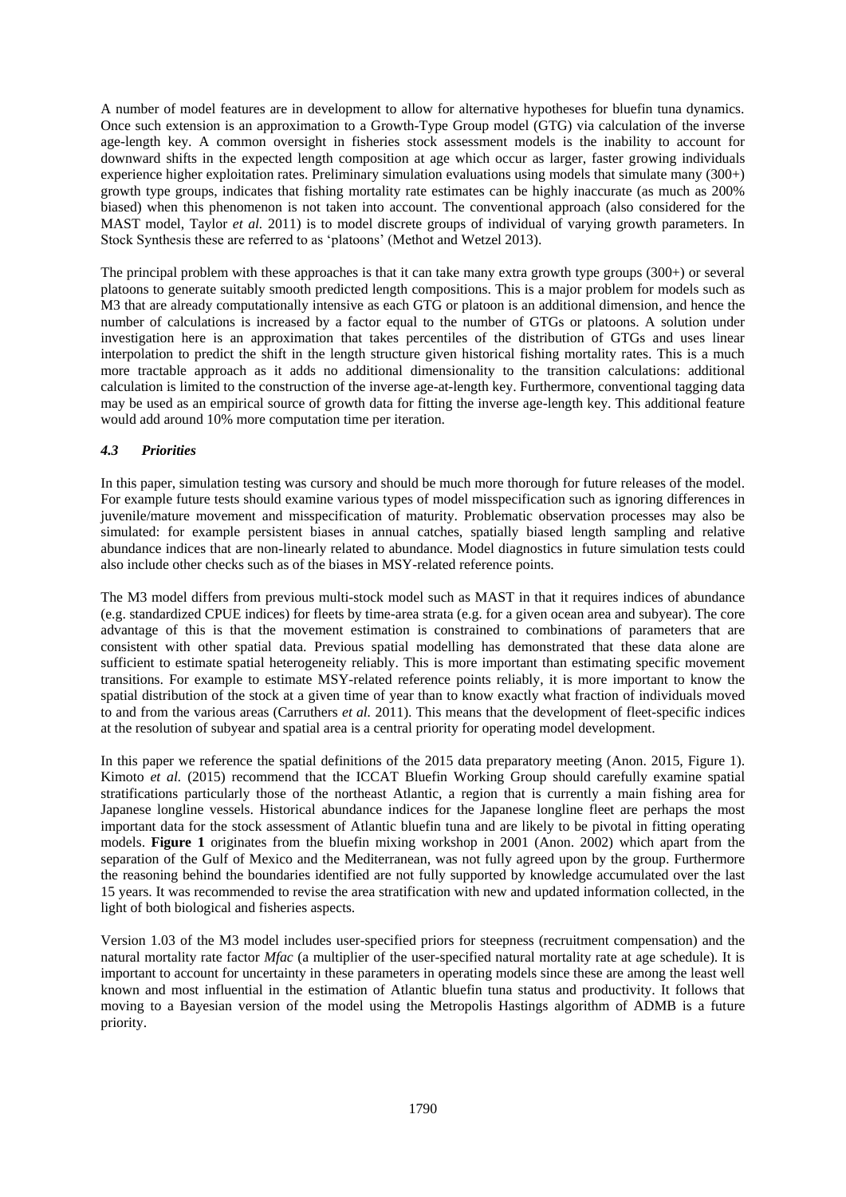A number of model features are in development to allow for alternative hypotheses for bluefin tuna dynamics. Once such extension is an approximation to a Growth-Type Group model (GTG) via calculation of the inverse age-length key. A common oversight in fisheries stock assessment models is the inability to account for downward shifts in the expected length composition at age which occur as larger, faster growing individuals experience higher exploitation rates. Preliminary simulation evaluations using models that simulate many (300+) growth type groups, indicates that fishing mortality rate estimates can be highly inaccurate (as much as 200% biased) when this phenomenon is not taken into account. The conventional approach (also considered for the MAST model, Taylor *et al.* 2011) is to model discrete groups of individual of varying growth parameters. In Stock Synthesis these are referred to as 'platoons' (Methot and Wetzel 2013).

The principal problem with these approaches is that it can take many extra growth type groups (300+) or several platoons to generate suitably smooth predicted length compositions. This is a major problem for models such as M3 that are already computationally intensive as each GTG or platoon is an additional dimension, and hence the number of calculations is increased by a factor equal to the number of GTGs or platoons. A solution under investigation here is an approximation that takes percentiles of the distribution of GTGs and uses linear interpolation to predict the shift in the length structure given historical fishing mortality rates. This is a much more tractable approach as it adds no additional dimensionality to the transition calculations: additional calculation is limited to the construction of the inverse age-at-length key. Furthermore, conventional tagging data may be used as an empirical source of growth data for fitting the inverse age-length key. This additional feature would add around 10% more computation time per iteration.

### *4.3 Priorities*

In this paper, simulation testing was cursory and should be much more thorough for future releases of the model. For example future tests should examine various types of model misspecification such as ignoring differences in juvenile/mature movement and misspecification of maturity. Problematic observation processes may also be simulated: for example persistent biases in annual catches, spatially biased length sampling and relative abundance indices that are non-linearly related to abundance. Model diagnostics in future simulation tests could also include other checks such as of the biases in MSY-related reference points.

The M3 model differs from previous multi-stock model such as MAST in that it requires indices of abundance (e.g. standardized CPUE indices) for fleets by time-area strata (e.g. for a given ocean area and subyear). The core advantage of this is that the movement estimation is constrained to combinations of parameters that are consistent with other spatial data. Previous spatial modelling has demonstrated that these data alone are sufficient to estimate spatial heterogeneity reliably. This is more important than estimating specific movement transitions. For example to estimate MSY-related reference points reliably, it is more important to know the spatial distribution of the stock at a given time of year than to know exactly what fraction of individuals moved to and from the various areas (Carruthers *et al.* 2011). This means that the development of fleet-specific indices at the resolution of subyear and spatial area is a central priority for operating model development.

In this paper we reference the spatial definitions of the 2015 data preparatory meeting (Anon. 2015, Figure 1). Kimoto *et al.* (2015) recommend that the ICCAT Bluefin Working Group should carefully examine spatial stratifications particularly those of the northeast Atlantic, a region that is currently a main fishing area for Japanese longline vessels. Historical abundance indices for the Japanese longline fleet are perhaps the most important data for the stock assessment of Atlantic bluefin tuna and are likely to be pivotal in fitting operating models. **Figure 1** originates from the bluefin mixing workshop in 2001 (Anon. 2002) which apart from the separation of the Gulf of Mexico and the Mediterranean, was not fully agreed upon by the group. Furthermore the reasoning behind the boundaries identified are not fully supported by knowledge accumulated over the last 15 years. It was recommended to revise the area stratification with new and updated information collected, in the light of both biological and fisheries aspects.

Version 1.03 of the M3 model includes user-specified priors for steepness (recruitment compensation) and the natural mortality rate factor *Mfac* (a multiplier of the user-specified natural mortality rate at age schedule). It is important to account for uncertainty in these parameters in operating models since these are among the least well known and most influential in the estimation of Atlantic bluefin tuna status and productivity. It follows that moving to a Bayesian version of the model using the Metropolis Hastings algorithm of ADMB is a future priority.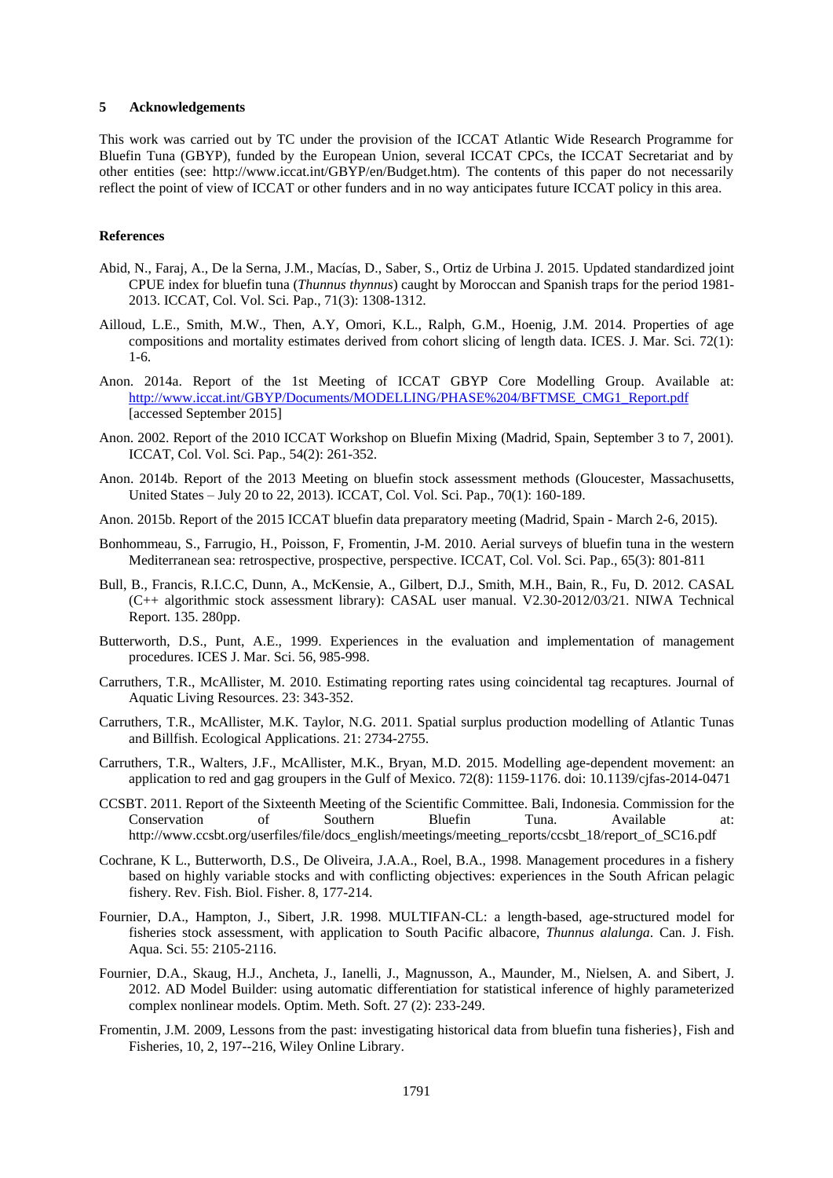## 5 Acknowledgements

This work was carried out by TC under the provision of the ICCAT Atlantic Wide Research Programme for Bluefin Tuna (GBYP), funded by the European Union, several ICCAT CPCs, the ICCAT Secretariat and by other entities (see: http://www.iccat.int/GBYP/en/Budget.htm). The contents of this paper do not necessarily reflect the point of view of ICCAT or other funders and in no way anticipates future ICCAT policy in this area.

## References

Abid, N., Faraj, A., De la Serna, J.M., Macías, D., Saber, S., Ortiz de Urbina J. 2015. Updated standardized joint CPUE index for bluefin tuna (*Thunnus thynnus*) caught by Moroccan and Spanish traps for the period 1981-2013. ICCAT, Col. Vol. Sci. Pap., 71(3): 1308-1312.

Ailloud, L.E., Smith, M.W., Then, A.Y, Omori, K.L., Ralph, G.M., Hoenig, J.M. 2014. Properties of age compositions and mortality estimates derived from cohort slicing of length data. ICES. J. Mar. Sci. 72(1): 1-6.

Anon. 2014a. Report of the 1st Meeting of ICCAT GBYP Core Modelling Group. Available at: http://www.iccat.int/GBYP/Documents/MODELLING/PHASE%204/BFTMSE_CMG1_Report.pdf [accessed September 2015]

Anon. 2002. Report of the 2010 ICCAT Workshop on Bluefin Mixing (Madrid, Spain, September 3 to 7, 2001). ICCAT, Col. Vol. Sci. Pap., 54(2): 261-352.

Anon. 2014b. Report of the 2013 Meeting on bluefin stock assessment methods (Gloucester, Massachusetts, United States – July 20 to 22, 2013). ICCAT, Col. Vol. Sci. Pap., 70(1): 160-189.

Anon. 2015b. Report of the 2015 ICCAT bluefin data preparatory meeting (Madrid, Spain - March 2-6, 2015).

Bonhommeau, S., Farrugio, H., Poisson, F, Fromentin, J-M. 2010. Aerial surveys of bluefin tuna in the western Mediterranean sea: retrospective, prospective, perspective. ICCAT, Col. Vol. Sci. Pap., 65(3): 801-811

Bull, B., Francis, R.I.C.C, Dunn, A., McKensie, A., Gilbert, D.J., Smith, M.H., Bain, R., Fu, D. 2012. CASAL (C++ algorithmic stock assessment library): CASAL user manual. V2.30-2012/03/21. NIWA Technical Report. 135. 280pp.

Butterworth, D.S., Punt, A.E., 1999. Experiences in the evaluation and implementation of management procedures. ICES J. Mar. Sci. 56, 985-998.

Carruthers, T.R., McAllister, M. 2010. Estimating reporting rates using coincidental tag recaptures. Journal of Aquatic Living Resources. 23: 343-352.

Carruthers, T.R., McAllister, M.K. Taylor, N.G. 2011. Spatial surplus production modelling of Atlantic Tunas and Billfish. Ecological Applications. 21: 2734-2755.

Carruthers, T.R., Walters, J.F., McAllister, M.K., Bryan, M.D. 2015. Modelling age-dependent movement: an application to red and gag groupers in the Gulf of Mexico. 72(8): 1159-1176. doi: 10.1139/cjfas-2014-0471

CCSBT. 2011. Report of the Sixteenth Meeting of the Scientific Committee. Bali, Indonesia. Commission for the Conservation of Southern Bluefin Tuna. Available at: http://www.ccsbt.org/userfiles/file/docs_english/meetings/meeting_reports/ccsbt_18/report_of_SC16.pdf

Cochrane, K L., Butterworth, D.S., De Oliveira, J.A.A., Roel, B.A., 1998. Management procedures in a fishery based on highly variable stocks and with conflicting objectives: experiences in the South African pelagic fishery. Rev. Fish. Biol. Fisher. 8, 177-214.

Fournier, D.A., Hampton, J., Sibert, J.R. 1998. MULTIFAN-CL: a length-based, age-structured model for fisheries stock assessment, with application to South Pacific albacore, *Thunnus alalunga*. Can. J. Fish. Aqua. Sci. 55: 2105-2116.

Fournier, D.A., Skaug, H.J., Ancheta, J., Ianelli, J., Magnusson, A., Maunder, M., Nielsen, A. and Sibert, J. 2012. AD Model Builder: using automatic differentiation for statistical inference of highly parameterized complex nonlinear models. Optim. Meth. Soft. 27 (2): 233-249.

Fromentin, J.M. 2009, Lessons from the past: investigating historical data from bluefin tuna fisheries}, Fish and Fisheries, 10, 2, 197--216, Wiley Online Library.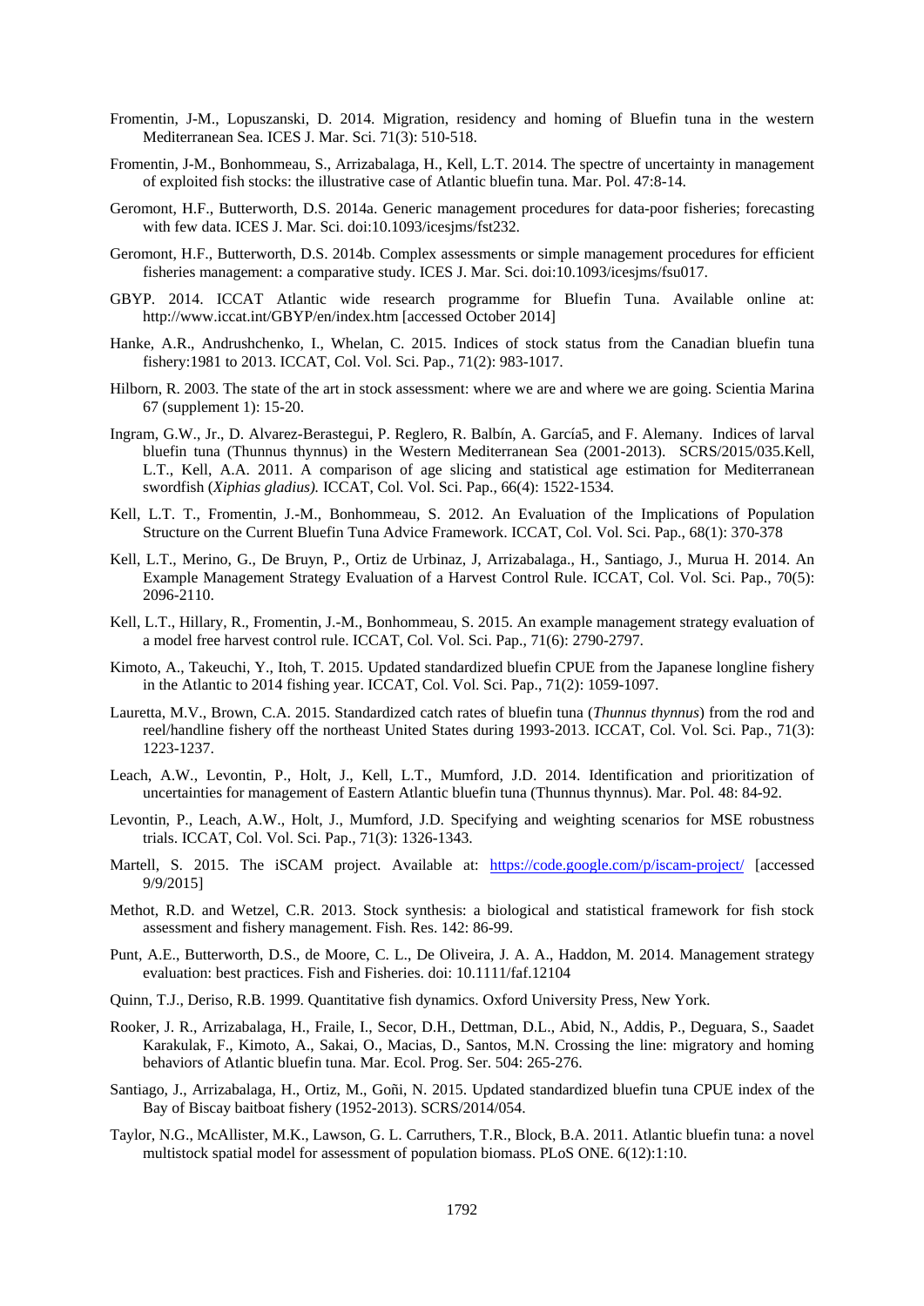Fromentin, J-M., Lopuszanski, D. 2014. Migration, residency and homing of Bluefin tuna in the western Mediterranean Sea. ICES J. Mar. Sci. 71(3): 510-518.

Fromentin, J-M., Bonhommeau, S., Arrizabalaga, H., Kell, L.T. 2014. The spectre of uncertainty in management of exploited fish stocks: the illustrative case of Atlantic bluefin tuna. Mar. Pol. 47:8-14.

Geromont, H.F., Butterworth, D.S. 2014a. Generic management procedures for data-poor fisheries; forecasting with few data. ICES J. Mar. Sci. doi:10.1093/icesjms/fst232.

Geromont, H.F., Butterworth, D.S. 2014b. Complex assessments or simple management procedures for efficient fisheries management: a comparative study. ICES J. Mar. Sci. doi:10.1093/icesjms/fsu017.

GBYP. 2014. ICCAT Atlantic wide research programme for Bluefin Tuna. Available online at: http://www.iccat.int/GBYP/en/index.htm [accessed October 2014]

Hanke, A.R., Andrushchenko, I., Whelan, C. 2015. Indices of stock status from the Canadian bluefin tuna fishery:1981 to 2013. ICCAT, Col. Vol. Sci. Pap., 71(2): 983-1017.

Hilborn, R. 2003. The state of the art in stock assessment: where we are and where we are going. Scientia Marina 67 (supplement 1): 15-20.

Ingram, G.W., Jr., D. Alvarez-Berastegui, P. Reglero, R. Balbín, A. García5, and F. Alemany. Indices of larval bluefin tuna (Thunnus thynnus) in the Western Mediterranean Sea (2001-2013). SCRS/2015/035.Kell, L.T., Kell, A.A. 2011. A comparison of age slicing and statistical age estimation for Mediterranean swordfish (*Xiphias gladius).* ICCAT, Col. Vol. Sci. Pap., 66(4): 1522-1534.

Kell, L.T. T., Fromentin, J.-M., Bonhommeau, S. 2012. An Evaluation of the Implications of Population Structure on the Current Bluefin Tuna Advice Framework. ICCAT, Col. Vol. Sci. Pap., 68(1): 370-378

Kell, L.T., Merino, G., De Bruyn, P., Ortiz de Urbinaz, J, Arrizabalaga., H., Santiago, J., Murua H. 2014. An Example Management Strategy Evaluation of a Harvest Control Rule. ICCAT, Col. Vol. Sci. Pap., 70(5): 2096-2110.

Kell, L.T., Hillary, R., Fromentin, J.-M., Bonhommeau, S. 2015. An example management strategy evaluation of a model free harvest control rule. ICCAT, Col. Vol. Sci. Pap., 71(6): 2790-2797.

Kimoto, A., Takeuchi, Y., Itoh, T. 2015. Updated standardized bluefin CPUE from the Japanese longline fishery in the Atlantic to 2014 fishing year. ICCAT, Col. Vol. Sci. Pap., 71(2): 1059-1097.

Lauretta, M.V., Brown, C.A. 2015. Standardized catch rates of bluefin tuna (*Thunnus thynnus*) from the rod and reel/handline fishery off the northeast United States during 1993-2013. ICCAT, Col. Vol. Sci. Pap., 71(3): 1223-1237.

Leach, A.W., Levontin, P., Holt, J., Kell, L.T., Mumford, J.D. 2014. Identification and prioritization of uncertainties for management of Eastern Atlantic bluefin tuna (Thunnus thynnus). Mar. Pol. 48: 84-92.

Levontin, P., Leach, A.W., Holt, J., Mumford, J.D. Specifying and weighting scenarios for MSE robustness trials. ICCAT, Col. Vol. Sci. Pap., 71(3): 1326-1343.

Martell, S. 2015. The iSCAM project. Available at: https://code.google.com/p/iscam-project/ [accessed 9/9/2015]

Methot, R.D. and Wetzel, C.R. 2013. Stock synthesis: a biological and statistical framework for fish stock assessment and fishery management. Fish. Res. 142: 86-99.

Punt, A.E., Butterworth, D.S., de Moore, C. L., De Oliveira, J. A. A., Haddon, M. 2014. Management strategy evaluation: best practices. Fish and Fisheries. doi: 10.1111/faf.12104

Quinn, T.J., Deriso, R.B. 1999. Quantitative fish dynamics. Oxford University Press, New York.

Rooker, J. R., Arrizabalaga, H., Fraile, I., Secor, D.H., Dettman, D.L., Abid, N., Addis, P., Deguara, S., Saadet Karakulak, F., Kimoto, A., Sakai, O., Macias, D., Santos, M.N. Crossing the line: migratory and homing behaviors of Atlantic bluefin tuna. Mar. Ecol. Prog. Ser. 504: 265-276.

Santiago, J., Arrizabalaga, H., Ortiz, M., Goñi, N. 2015. Updated standardized bluefin tuna CPUE index of the Bay of Biscay baitboat fishery (1952-2013). SCRS/2014/054.

Taylor, N.G., McAllister, M.K., Lawson, G. L. Carruthers, T.R., Block, B.A. 2011. Atlantic bluefin tuna: a novel multistock spatial model for assessment of population biomass. PLoS ONE. 6(12):1:10.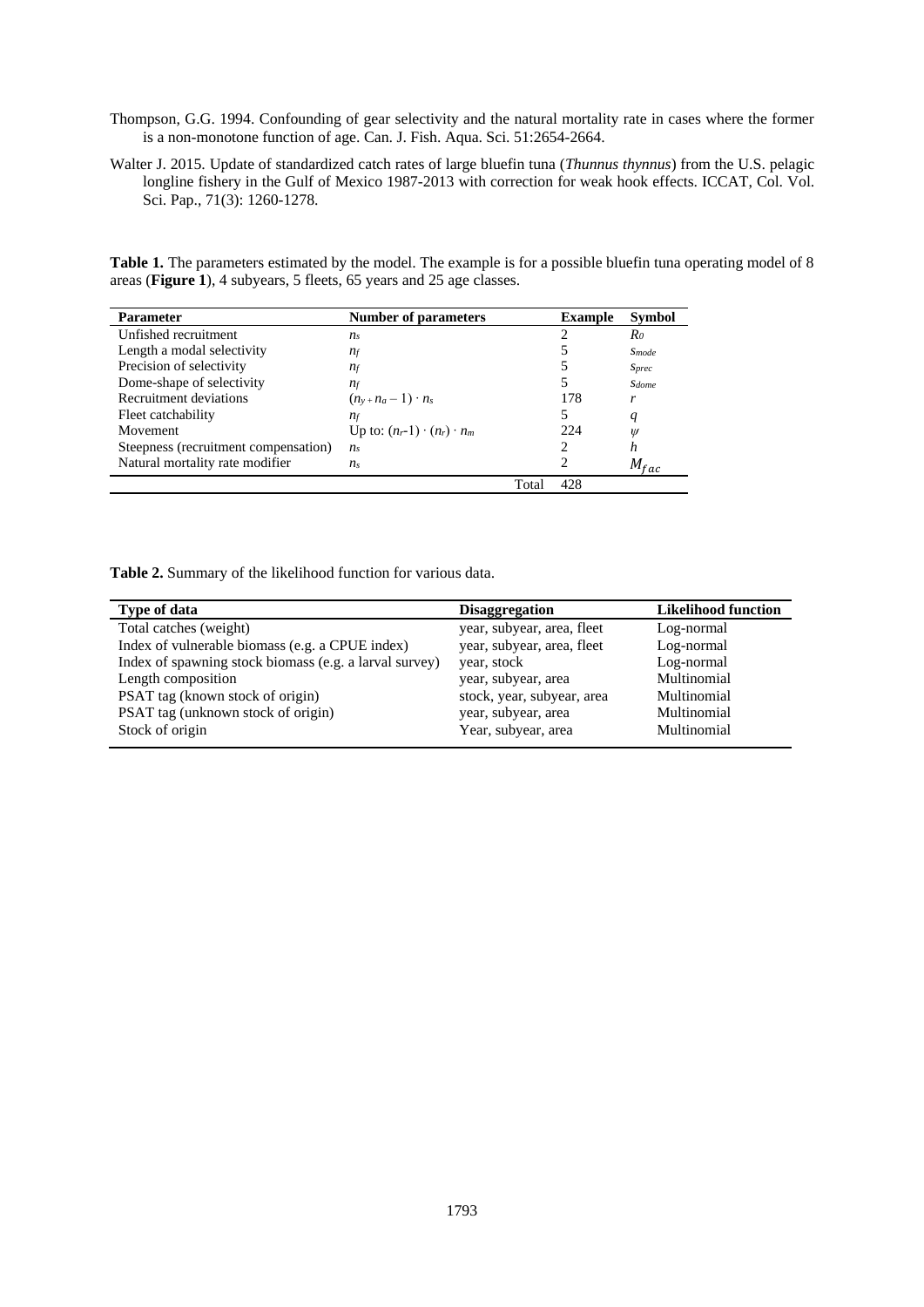Thompson, G.G. 1994. Confounding of gear selectivity and the natural mortality rate in cases where the former is a non-monotone function of age. Can. J. Fish. Aqua. Sci. 51:2654-2664.

Walter J. 2015. Update of standardized catch rates of large bluefin tuna (*Thunnus thynnus*) from the U.S. pelagic longline fishery in the Gulf of Mexico 1987-2013 with correction for weak hook effects. ICCAT, Col. Vol. Sci. Pap., 71(3): 1260-1278.

**Table 1.** The parameters estimated by the model. The example is for a possible bluefin tuna operating model of 8 areas (**Figure 1**), 4 subyears, 5 fleets, 65 years and 25 age classes.

| Parameter | Number of parameters | Example | Symbol |
|---|---|---|---|
| Unfished recruitment | $n_s$ | 2 | $R_0$ |
| Length a modal selectivity | $n_f$ | 5 | $s_{mode}$ |
| Precision of selectivity | $n_f$ | 5 | $s_{prec}$ |
| Dome-shape of selectivity | $n_f$ | 5 | $s_{dome}$ |
| Recruitment deviations | $(n_y + n_a - 1) \cdot n_s$ | 178 | $r$ |
| Fleet catchability | $n_f$ | 5 | $q$ |
| Movement | Up to: $(n_r\text{-}1) \cdot (n_r) \cdot n_m$ | 224 | $\psi$ |
| Steepness (recruitment compensation) | $n_s$ | 2 | $h$ |
| Natural mortality rate modifier | $n_s$ | 2 | $M_{fac}$ |
| | Total | 428 | |

**Table 2.** Summary of the likelihood function for various data.

| Type of data | Disaggregation | Likelihood function |
|---|---|---|
| Total catches (weight) | year, subyear, area, fleet | Log-normal |
| Index of vulnerable biomass (e.g. a CPUE index) | year, subyear, area, fleet | Log-normal |
| Index of spawning stock biomass (e.g. a larval survey) | year, stock | Log-normal |
| Length composition | year, subyear, area | Multinomial |
| PSAT tag (known stock of origin) | stock, year, subyear, area | Multinomial |
| PSAT tag (unknown stock of origin) | year, subyear, area | Multinomial |
| Stock of origin | Year, subyear, area | Multinomial |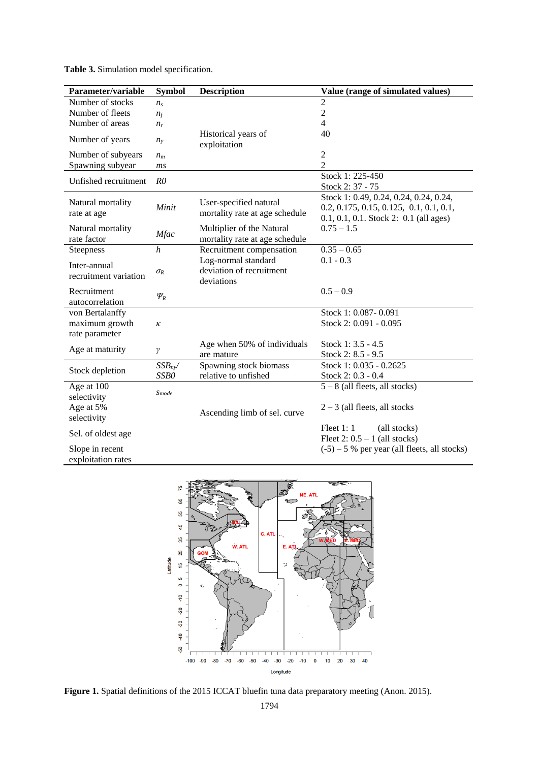**Table 3.** Simulation model specification.

| Parameter/variable | Symbol | Description | Value (range of simulated values) |
|---|---|---|---|
| Number of stocks | $n_s$ | | 2 |
| Number of fleets | $n_f$ | | 2 |
| Number of areas | $n_r$ | | 4 |
| Number of years | $n_y$ | Historical years of exploitation | 40 |
| Number of subyears | $n_m$ | | 2 |
| Spawning subyear | $ms$ | | 2 |
| Unfished recruitment | $R0$ | | Stock 1: 225-450<br>Stock 2: 37 - 75 |
| Natural mortality rate at age | $Minit$ | User-specified natural mortality rate at age schedule | Stock 1: 0.49, 0.24, 0.24, 0.24, 0.24, 0.2, 0.175, 0.15, 0.125, 0.1, 0.1, 0.1, 0.1, 0.1, 0.1. Stock 2: 0.1 (all ages) |
| Natural mortality rate factor | $Mfac$ | Multiplier of the Natural mortality rate at age schedule | 0.75 – 1.5 |
| Steepness | $h$ | Recruitment compensation | 0.35 – 0.65 |
| Inter-annual recruitment variation | $\sigma_R$ | Log-normal standard deviation of recruitment deviations | 0.1 - 0.3 |
| Recruitment autocorrelation | $\Psi_R$ | | 0.5 – 0.9 |
| von Bertalanffy maximum growth rate parameter | $\kappa$ | | Stock 1: 0.087- 0.091<br>Stock 2: 0.091 - 0.095 |
| Age at maturity | $\gamma$ | Age when 50% of individuals are mature | Stock 1: 3.5 - 4.5<br>Stock 2: 8.5 - 9.5 |
| Stock depletion | $SSB_{ny}/SSB0$ | Spawning stock biomass relative to unfished | Stock 1: 0.035 - 0.2625<br>Stock 2: 0.3 - 0.4 |
| Age at 100 selectivity | $s_{mode}$ | Ascending limb of sel. curve | 5 – 8 (all fleets, all stocks) |
| Age at 5% selectivity | | | 2 – 3 (all fleets, all stocks |
| Sel. of oldest age | | | Fleet 1: 1 (all stocks)<br>Fleet 2: 0.5 – 1 (all stocks) |
| Slope in recent exploitation rates | | | (-5) – 5 % per year (all fleets, all stocks) |

**Figure 1.** Spatial definitions of the 2015 ICCAT bluefin tuna data preparatory meeting (Anon. 2015).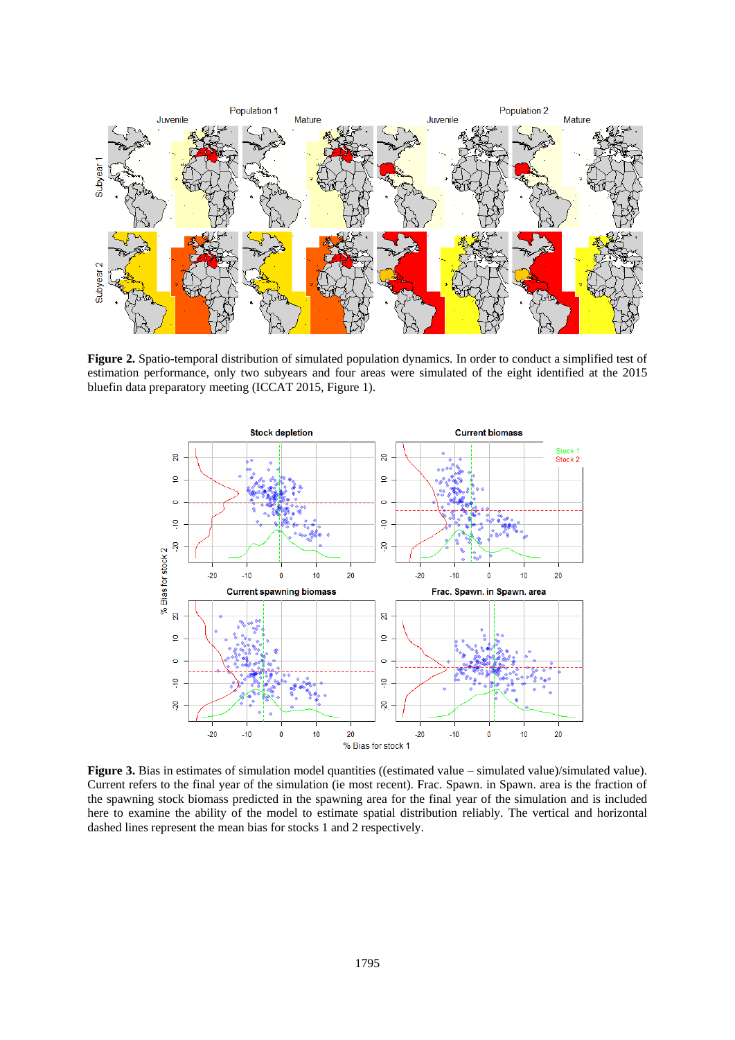Population 1

Population 2

Juvenile

Mature

Juvenile

Mature

Subyear 1

Subyear 2

**Figure 2.** Spatio-temporal distribution of simulated population dynamics. In order to conduct a simplified test of estimation performance, only two subyears and four areas were simulated of the eight identified at the 2015 bluefin data preparatory meeting (ICCAT 2015, Figure 1).

Stock depletion

Current biomass

Current spawning biomass

Frac. Spawn. in Spawn. area

Stock 1

Stock 2

% Bias for stock 2

% Bias for stock 1

-20 -10 0 10 20

**Figure 3.** Bias in estimates of simulation model quantities ((estimated value – simulated value)/simulated value). Current refers to the final year of the simulation (ie most recent). Frac. Spawn. in Spawn. area is the fraction of the spawning stock biomass predicted in the spawning area for the final year of the simulation and is included here to examine the ability of the model to estimate spatial distribution reliably. The vertical and horizontal dashed lines represent the mean bias for stocks 1 and 2 respectively.